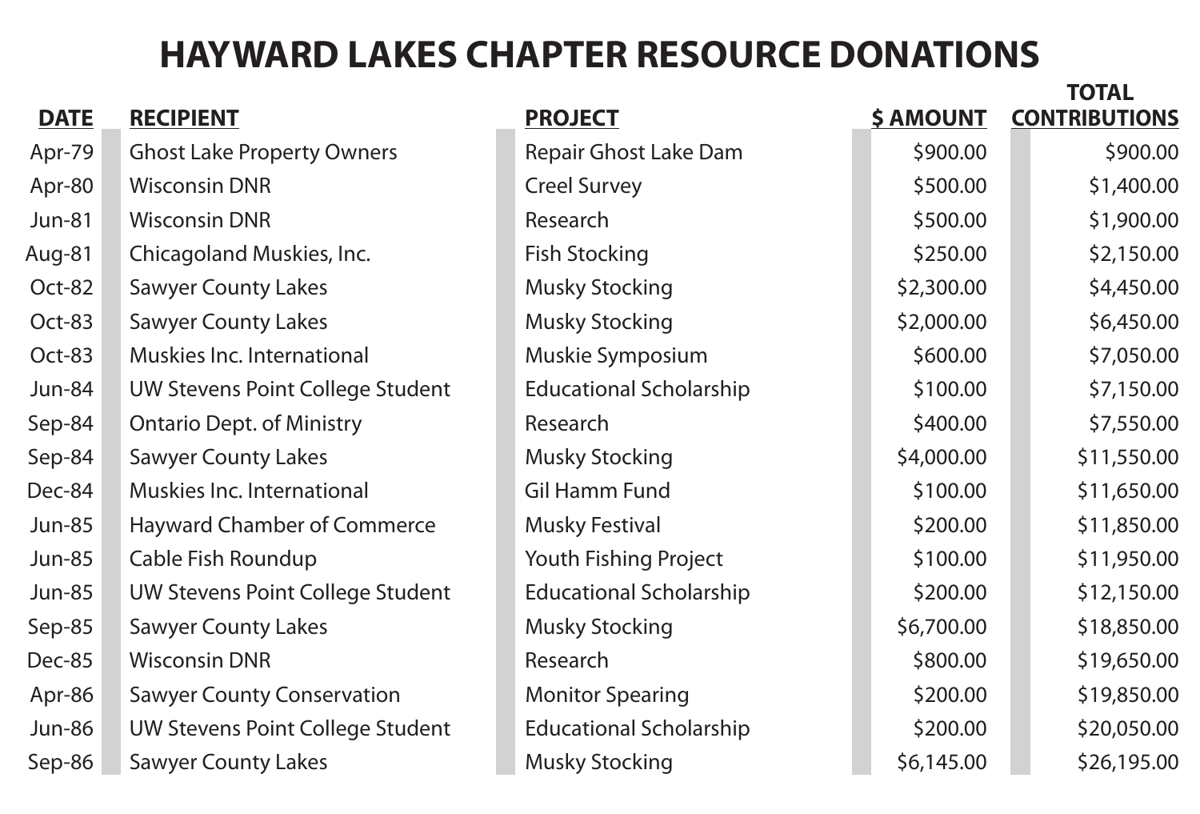# HAYWARD LAKES CHAPTER RESOURCE DONATIONS

| DATE | RECIPIENT | PROJECT | $ AMOUNT | TOTAL CONTRIBUTIONS |
|---|---|---|---|---|
| Apr-79 | Ghost Lake Property Owners | Repair Ghost Lake Dam | $900.00 | $900.00 |
| Apr-80 | Wisconsin DNR | Creel Survey | $500.00 | $1,400.00 |
| Jun-81 | Wisconsin DNR | Research | $500.00 | $1,900.00 |
| Aug-81 | Chicagoland Muskies, Inc. | Fish Stocking | $250.00 | $2,150.00 |
| Oct-82 | Sawyer County Lakes | Musky Stocking | $2,300.00 | $4,450.00 |
| Oct-83 | Sawyer County Lakes | Musky Stocking | $2,000.00 | $6,450.00 |
| Oct-83 | Muskies Inc. International | Muskie Symposium | $600.00 | $7,050.00 |
| Jun-84 | UW Stevens Point College Student | Educational Scholarship | $100.00 | $7,150.00 |
| Sep-84 | Ontario Dept. of Ministry | Research | $400.00 | $7,550.00 |
| Sep-84 | Sawyer County Lakes | Musky Stocking | $4,000.00 | $11,550.00 |
| Dec-84 | Muskies Inc. International | Gil Hamm Fund | $100.00 | $11,650.00 |
| Jun-85 | Hayward Chamber of Commerce | Musky Festival | $200.00 | $11,850.00 |
| Jun-85 | Cable Fish Roundup | Youth Fishing Project | $100.00 | $11,950.00 |
| Jun-85 | UW Stevens Point College Student | Educational Scholarship | $200.00 | $12,150.00 |
| Sep-85 | Sawyer County Lakes | Musky Stocking | $6,700.00 | $18,850.00 |
| Dec-85 | Wisconsin DNR | Research | $800.00 | $19,650.00 |
| Apr-86 | Sawyer County Conservation | Monitor Spearing | $200.00 | $19,850.00 |
| Jun-86 | UW Stevens Point College Student | Educational Scholarship | $200.00 | $20,050.00 |
| Sep-86 | Sawyer County Lakes | Musky Stocking | $6,145.00 | $26,195.00 |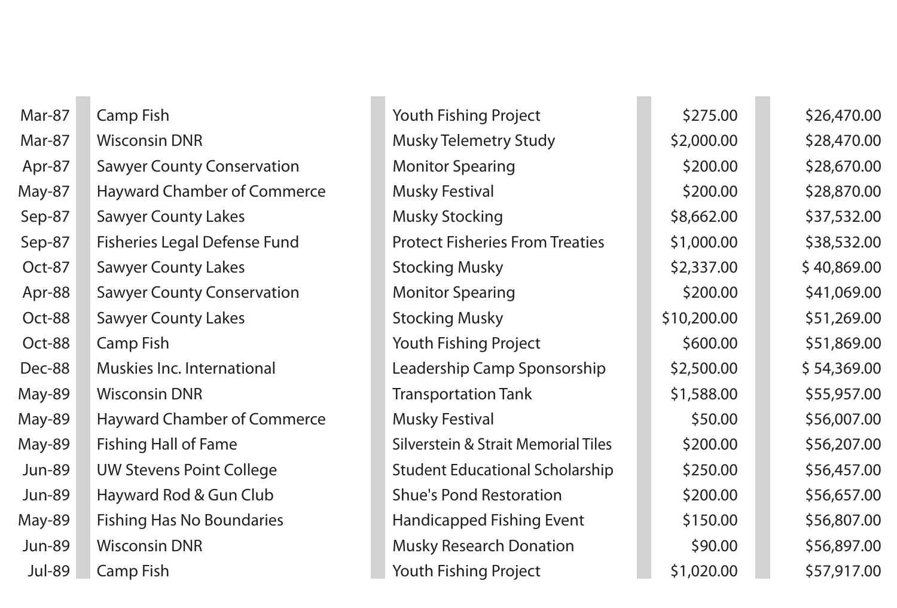| | | | | |
|---|---|---|---|---|
| Mar-87 | Camp Fish | Youth Fishing Project | $275.00 | $26,470.00 |
| Mar-87 | Wisconsin DNR | Musky Telemetry Study | $2,000.00 | $28,470.00 |
| Apr-87 | Sawyer County Conservation | Monitor Spearing | $200.00 | $28,670.00 |
| May-87 | Hayward Chamber of Commerce | Musky Festival | $200.00 | $28,870.00 |
| Sep-87 | Sawyer County Lakes | Musky Stocking | $8,662.00 | $37,532.00 |
| Sep-87 | Fisheries Legal Defense Fund | Protect Fisheries From Treaties | $1,000.00 | $38,532.00 |
| Oct-87 | Sawyer County Lakes | Stocking Musky | $2,337.00 | $ 40,869.00 |
| Apr-88 | Sawyer County Conservation | Monitor Spearing | $200.00 | $41,069.00 |
| Oct-88 | Sawyer County Lakes | Stocking Musky | $10,200.00 | $51,269.00 |
| Oct-88 | Camp Fish | Youth Fishing Project | $600.00 | $51,869.00 |
| Dec-88 | Muskies Inc. International | Leadership Camp Sponsorship | $2,500.00 | $ 54,369.00 |
| May-89 | Wisconsin DNR | Transportation Tank | $1,588.00 | $55,957.00 |
| May-89 | Hayward Chamber of Commerce | Musky Festival | $50.00 | $56,007.00 |
| May-89 | Fishing Hall of Fame | Silverstein & Strait Memorial Tiles | $200.00 | $56,207.00 |
| Jun-89 | UW Stevens Point College | Student Educational Scholarship | $250.00 | $56,457.00 |
| Jun-89 | Hayward Rod & Gun Club | Shue's Pond Restoration | $200.00 | $56,657.00 |
| May-89 | Fishing Has No Boundaries | Handicapped Fishing Event | $150.00 | $56,807.00 |
| Jun-89 | Wisconsin DNR | Musky Research Donation | $90.00 | $56,897.00 |
| Jul-89 | Camp Fish | Youth Fishing Project | $1,020.00 | $57,917.00 |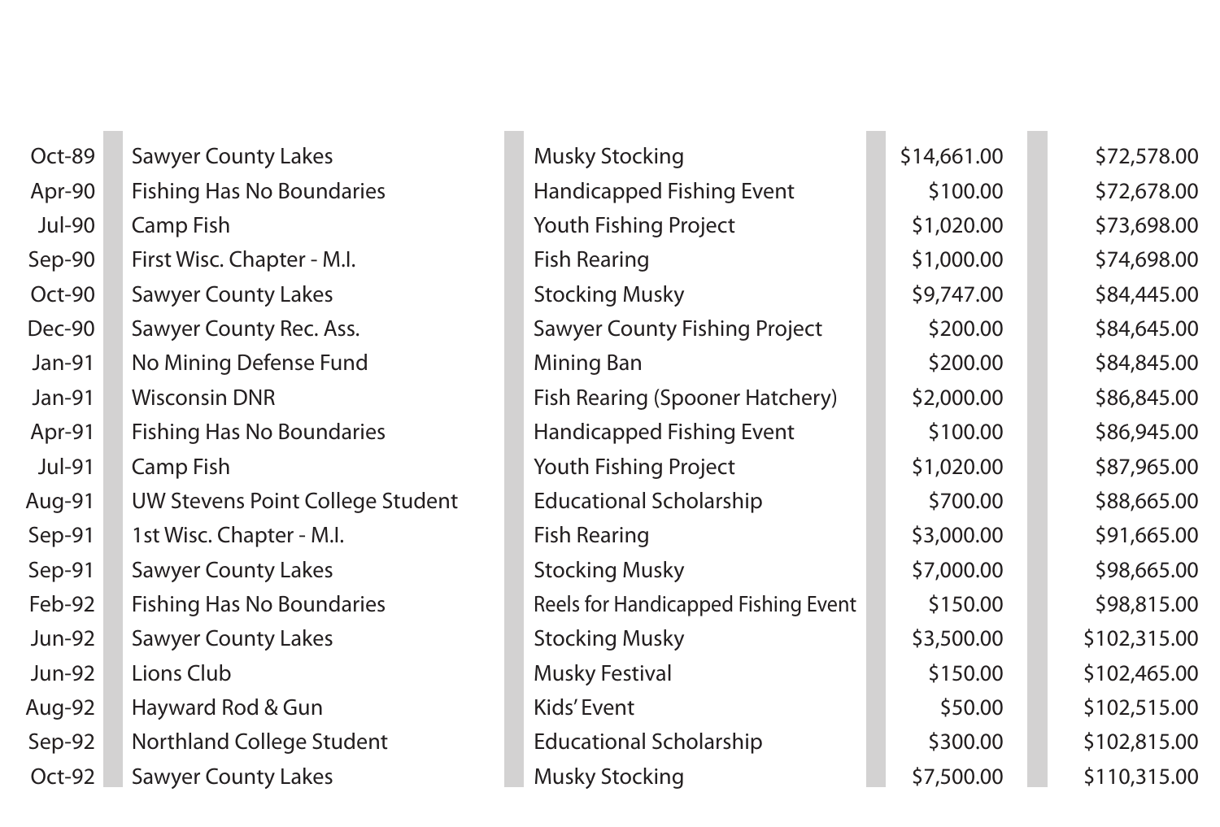|  |  |  |  |  |
|---|---|---|---|---|
| Oct-89 | Sawyer County Lakes | Musky Stocking | $14,661.00 | $72,578.00 |
| Apr-90 | Fishing Has No Boundaries | Handicapped Fishing Event | $100.00 | $72,678.00 |
| Jul-90 | Camp Fish | Youth Fishing Project | $1,020.00 | $73,698.00 |
| Sep-90 | First Wisc. Chapter - M.I. | Fish Rearing | $1,000.00 | $74,698.00 |
| Oct-90 | Sawyer County Lakes | Stocking Musky | $9,747.00 | $84,445.00 |
| Dec-90 | Sawyer County Rec. Ass. | Sawyer County Fishing Project | $200.00 | $84,645.00 |
| Jan-91 | No Mining Defense Fund | Mining Ban | $200.00 | $84,845.00 |
| Jan-91 | Wisconsin DNR | Fish Rearing (Spooner Hatchery) | $2,000.00 | $86,845.00 |
| Apr-91 | Fishing Has No Boundaries | Handicapped Fishing Event | $100.00 | $86,945.00 |
| Jul-91 | Camp Fish | Youth Fishing Project | $1,020.00 | $87,965.00 |
| Aug-91 | UW Stevens Point College Student | Educational Scholarship | $700.00 | $88,665.00 |
| Sep-91 | 1st Wisc. Chapter - M.I. | Fish Rearing | $3,000.00 | $91,665.00 |
| Sep-91 | Sawyer County Lakes | Stocking Musky | $7,000.00 | $98,665.00 |
| Feb-92 | Fishing Has No Boundaries | Reels for Handicapped Fishing Event | $150.00 | $98,815.00 |
| Jun-92 | Sawyer County Lakes | Stocking Musky | $3,500.00 | $102,315.00 |
| Jun-92 | Lions Club | Musky Festival | $150.00 | $102,465.00 |
| Aug-92 | Hayward Rod & Gun | Kids' Event | $50.00 | $102,515.00 |
| Sep-92 | Northland College Student | Educational Scholarship | $300.00 | $102,815.00 |
| Oct-92 | Sawyer County Lakes | Musky Stocking | $7,500.00 | $110,315.00 |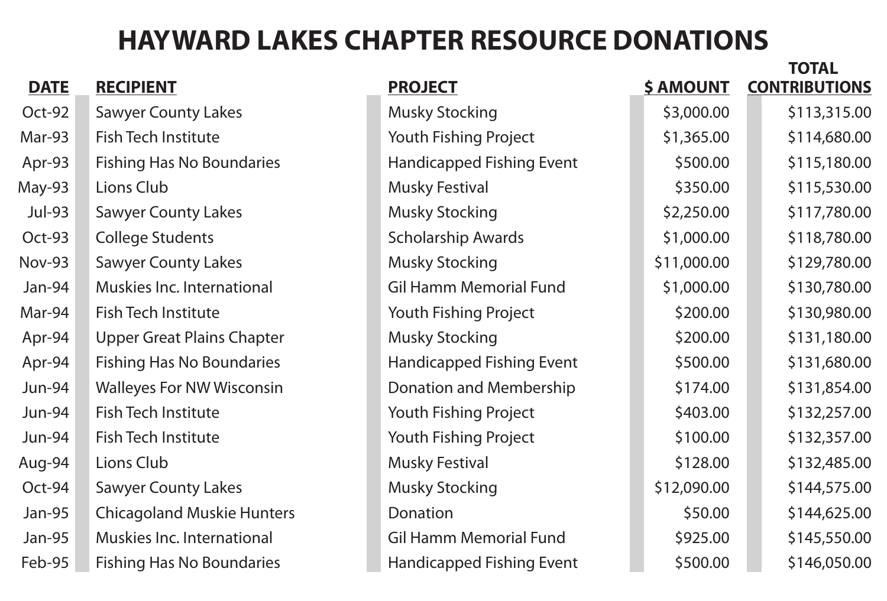# HAYWARD LAKES CHAPTER RESOURCE DONATIONS

| DATE | RECIPIENT | PROJECT | $ AMOUNT | TOTAL CONTRIBUTIONS |
|---|---|---|---|---|
| Oct-92 | Sawyer County Lakes | Musky Stocking | $3,000.00 | $113,315.00 |
| Mar-93 | Fish Tech Institute | Youth Fishing Project | $1,365.00 | $114,680.00 |
| Apr-93 | Fishing Has No Boundaries | Handicapped Fishing Event | $500.00 | $115,180.00 |
| May-93 | Lions Club | Musky Festival | $350.00 | $115,530.00 |
| Jul-93 | Sawyer County Lakes | Musky Stocking | $2,250.00 | $117,780.00 |
| Oct-93 | College Students | Scholarship Awards | $1,000.00 | $118,780.00 |
| Nov-93 | Sawyer County Lakes | Musky Stocking | $11,000.00 | $129,780.00 |
| Jan-94 | Muskies Inc. International | Gil Hamm Memorial Fund | $1,000.00 | $130,780.00 |
| Mar-94 | Fish Tech Institute | Youth Fishing Project | $200.00 | $130,980.00 |
| Apr-94 | Upper Great Plains Chapter | Musky Stocking | $200.00 | $131,180.00 |
| Apr-94 | Fishing Has No Boundaries | Handicapped Fishing Event | $500.00 | $131,680.00 |
| Jun-94 | Walleyes For NW Wisconsin | Donation and Membership | $174.00 | $131,854.00 |
| Jun-94 | Fish Tech Institute | Youth Fishing Project | $403.00 | $132,257.00 |
| Jun-94 | Fish Tech Institute | Youth Fishing Project | $100.00 | $132,357.00 |
| Aug-94 | Lions Club | Musky Festival | $128.00 | $132,485.00 |
| Oct-94 | Sawyer County Lakes | Musky Stocking | $12,090.00 | $144,575.00 |
| Jan-95 | Chicagoland Muskie Hunters | Donation | $50.00 | $144,625.00 |
| Jan-95 | Muskies Inc. International | Gil Hamm Memorial Fund | $925.00 | $145,550.00 |
| Feb-95 | Fishing Has No Boundaries | Handicapped Fishing Event | $500.00 | $146,050.00 |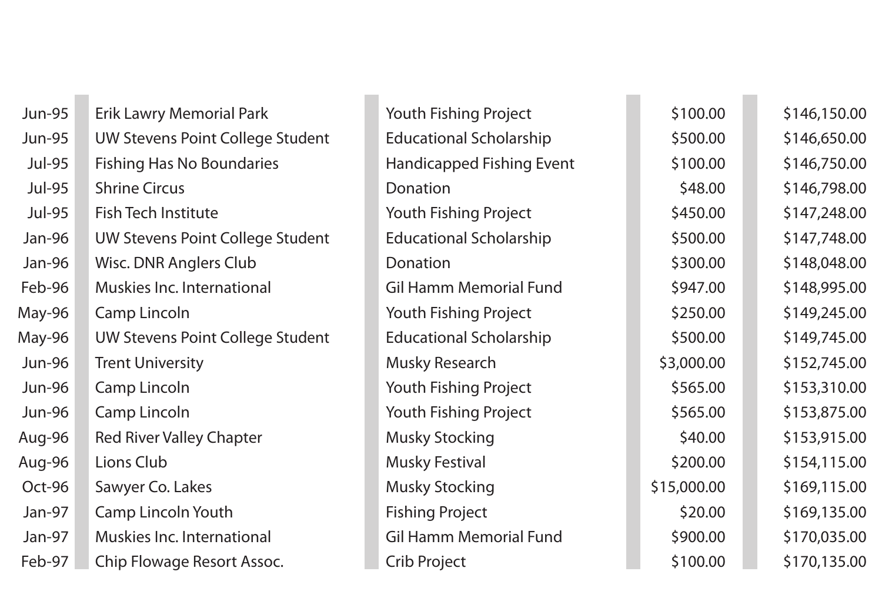| | | | | |
|---|---|---|---|---|
| Jun-95 | Erik Lawry Memorial Park | Youth Fishing Project | $100.00 | $146,150.00 |
| Jun-95 | UW Stevens Point College Student | Educational Scholarship | $500.00 | $146,650.00 |
| Jul-95 | Fishing Has No Boundaries | Handicapped Fishing Event | $100.00 | $146,750.00 |
| Jul-95 | Shrine Circus | Donation | $48.00 | $146,798.00 |
| Jul-95 | Fish Tech Institute | Youth Fishing Project | $450.00 | $147,248.00 |
| Jan-96 | UW Stevens Point College Student | Educational Scholarship | $500.00 | $147,748.00 |
| Jan-96 | Wisc. DNR Anglers Club | Donation | $300.00 | $148,048.00 |
| Feb-96 | Muskies Inc. International | Gil Hamm Memorial Fund | $947.00 | $148,995.00 |
| May-96 | Camp Lincoln | Youth Fishing Project | $250.00 | $149,245.00 |
| May-96 | UW Stevens Point College Student | Educational Scholarship | $500.00 | $149,745.00 |
| Jun-96 | Trent University | Musky Research | $3,000.00 | $152,745.00 |
| Jun-96 | Camp Lincoln | Youth Fishing Project | $565.00 | $153,310.00 |
| Jun-96 | Camp Lincoln | Youth Fishing Project | $565.00 | $153,875.00 |
| Aug-96 | Red River Valley Chapter | Musky Stocking | $40.00 | $153,915.00 |
| Aug-96 | Lions Club | Musky Festival | $200.00 | $154,115.00 |
| Oct-96 | Sawyer Co. Lakes | Musky Stocking | $15,000.00 | $169,115.00 |
| Jan-97 | Camp Lincoln Youth | Fishing Project | $20.00 | $169,135.00 |
| Jan-97 | Muskies Inc. International | Gil Hamm Memorial Fund | $900.00 | $170,035.00 |
| Feb-97 | Chip Flowage Resort Assoc. | Crib Project | $100.00 | $170,135.00 |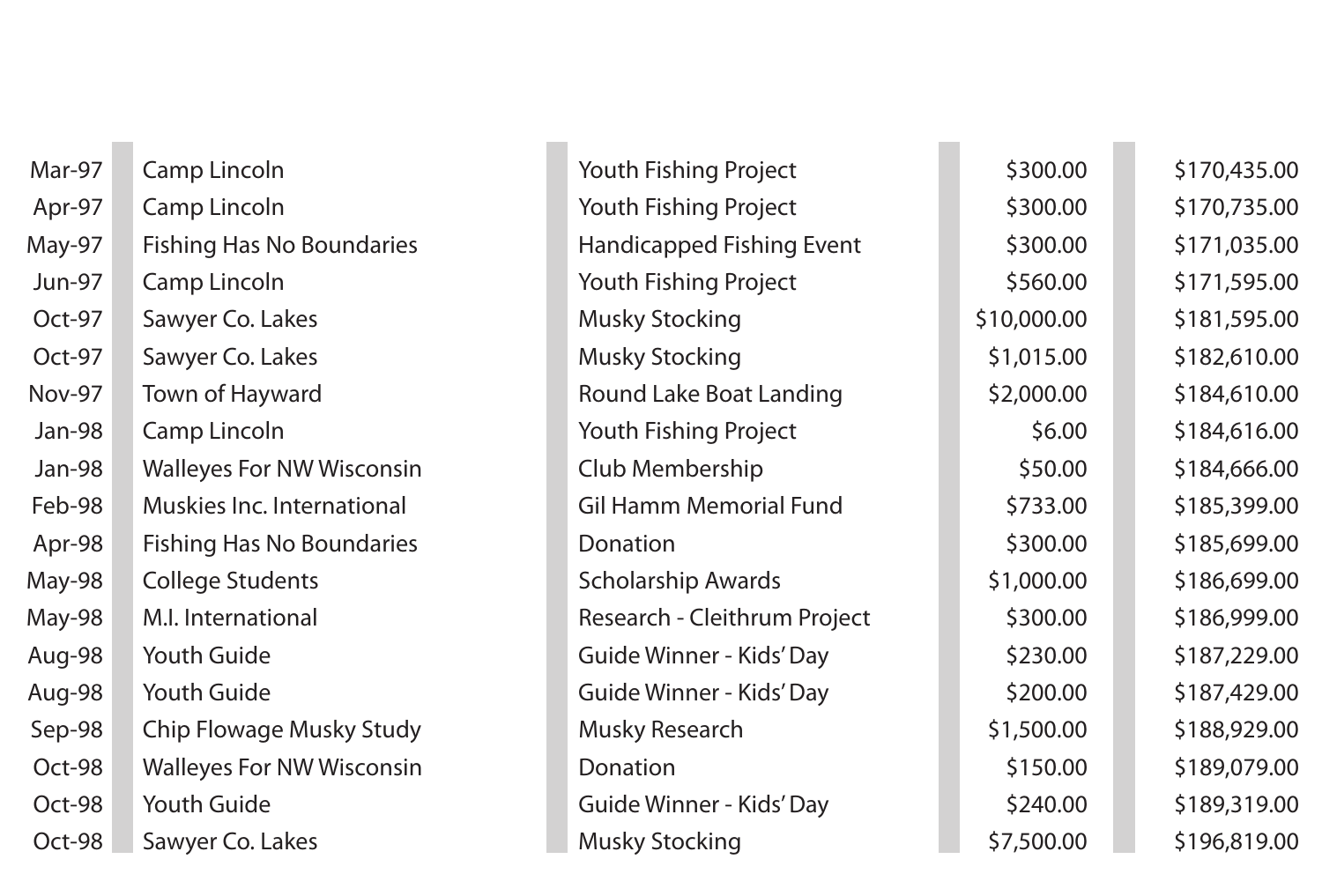| | | | | |
|---|---|---|---|---|
| Mar-97 | Camp Lincoln | Youth Fishing Project | $300.00 | $170,435.00 |
| Apr-97 | Camp Lincoln | Youth Fishing Project | $300.00 | $170,735.00 |
| May-97 | Fishing Has No Boundaries | Handicapped Fishing Event | $300.00 | $171,035.00 |
| Jun-97 | Camp Lincoln | Youth Fishing Project | $560.00 | $171,595.00 |
| Oct-97 | Sawyer Co. Lakes | Musky Stocking | $10,000.00 | $181,595.00 |
| Oct-97 | Sawyer Co. Lakes | Musky Stocking | $1,015.00 | $182,610.00 |
| Nov-97 | Town of Hayward | Round Lake Boat Landing | $2,000.00 | $184,610.00 |
| Jan-98 | Camp Lincoln | Youth Fishing Project | $6.00 | $184,616.00 |
| Jan-98 | Walleyes For NW Wisconsin | Club Membership | $50.00 | $184,666.00 |
| Feb-98 | Muskies Inc. International | Gil Hamm Memorial Fund | $733.00 | $185,399.00 |
| Apr-98 | Fishing Has No Boundaries | Donation | $300.00 | $185,699.00 |
| May-98 | College Students | Scholarship Awards | $1,000.00 | $186,699.00 |
| May-98 | M.I. International | Research - Cleithrum Project | $300.00 | $186,999.00 |
| Aug-98 | Youth Guide | Guide Winner - Kids' Day | $230.00 | $187,229.00 |
| Aug-98 | Youth Guide | Guide Winner - Kids' Day | $200.00 | $187,429.00 |
| Sep-98 | Chip Flowage Musky Study | Musky Research | $1,500.00 | $188,929.00 |
| Oct-98 | Walleyes For NW Wisconsin | Donation | $150.00 | $189,079.00 |
| Oct-98 | Youth Guide | Guide Winner - Kids' Day | $240.00 | $189,319.00 |
| Oct-98 | Sawyer Co. Lakes | Musky Stocking | $7,500.00 | $196,819.00 |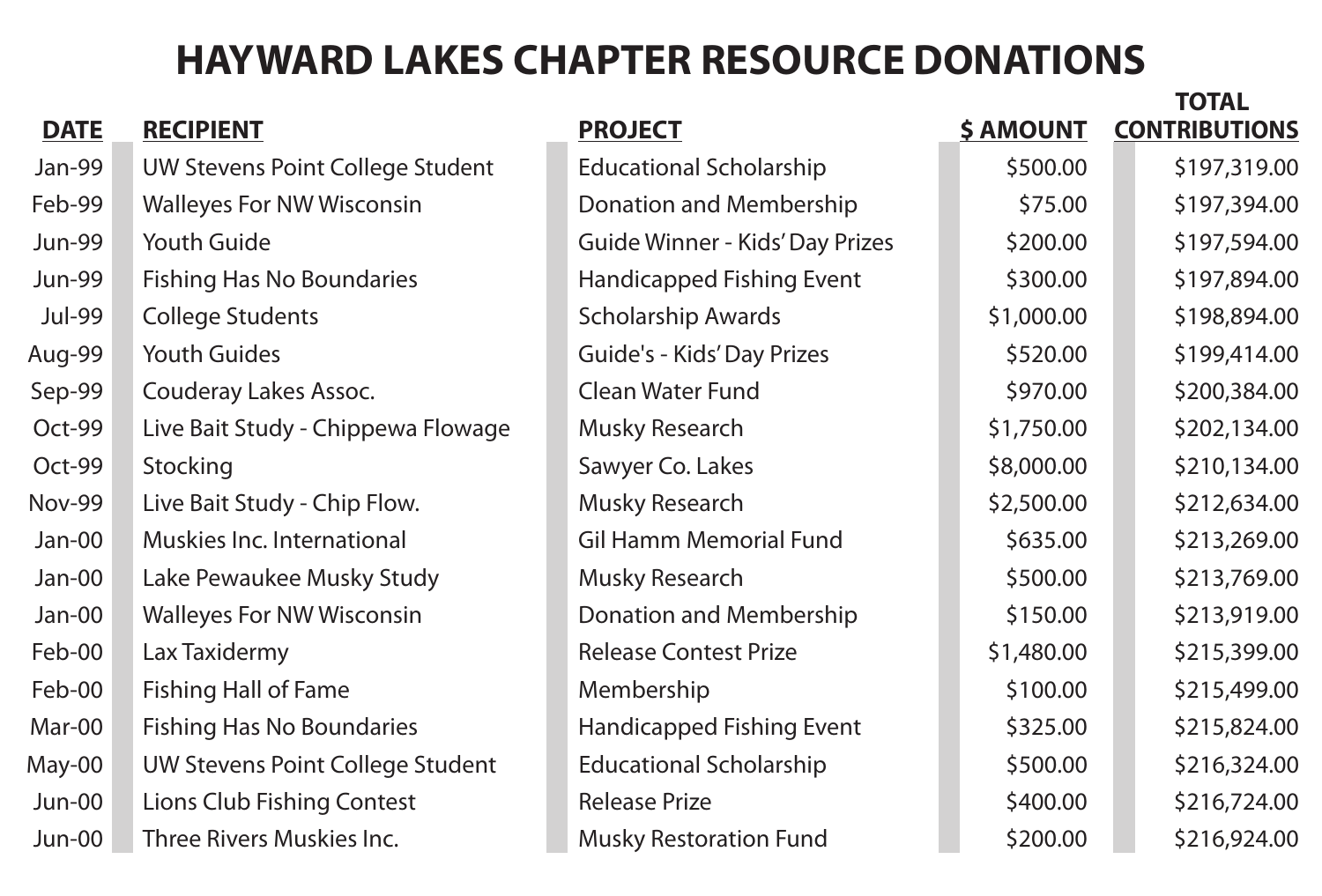# HAYWARD LAKES CHAPTER RESOURCE DONATIONS

| DATE | RECIPIENT | PROJECT | $ AMOUNT | TOTAL CONTRIBUTIONS |
|---|---|---|---|---|
| Jan-99 | UW Stevens Point College Student | Educational Scholarship | $500.00 | $197,319.00 |
| Feb-99 | Walleyes For NW Wisconsin | Donation and Membership | $75.00 | $197,394.00 |
| Jun-99 | Youth Guide | Guide Winner - Kids' Day Prizes | $200.00 | $197,594.00 |
| Jun-99 | Fishing Has No Boundaries | Handicapped Fishing Event | $300.00 | $197,894.00 |
| Jul-99 | College Students | Scholarship Awards | $1,000.00 | $198,894.00 |
| Aug-99 | Youth Guides | Guide's - Kids' Day Prizes | $520.00 | $199,414.00 |
| Sep-99 | Couderay Lakes Assoc. | Clean Water Fund | $970.00 | $200,384.00 |
| Oct-99 | Live Bait Study - Chippewa Flowage | Musky Research | $1,750.00 | $202,134.00 |
| Oct-99 | Stocking | Sawyer Co. Lakes | $8,000.00 | $210,134.00 |
| Nov-99 | Live Bait Study - Chip Flow. | Musky Research | $2,500.00 | $212,634.00 |
| Jan-00 | Muskies Inc. International | Gil Hamm Memorial Fund | $635.00 | $213,269.00 |
| Jan-00 | Lake Pewaukee Musky Study | Musky Research | $500.00 | $213,769.00 |
| Jan-00 | Walleyes For NW Wisconsin | Donation and Membership | $150.00 | $213,919.00 |
| Feb-00 | Lax Taxidermy | Release Contest Prize | $1,480.00 | $215,399.00 |
| Feb-00 | Fishing Hall of Fame | Membership | $100.00 | $215,499.00 |
| Mar-00 | Fishing Has No Boundaries | Handicapped Fishing Event | $325.00 | $215,824.00 |
| May-00 | UW Stevens Point College Student | Educational Scholarship | $500.00 | $216,324.00 |
| Jun-00 | Lions Club Fishing Contest | Release Prize | $400.00 | $216,724.00 |
| Jun-00 | Three Rivers Muskies Inc. | Musky Restoration Fund | $200.00 | $216,924.00 |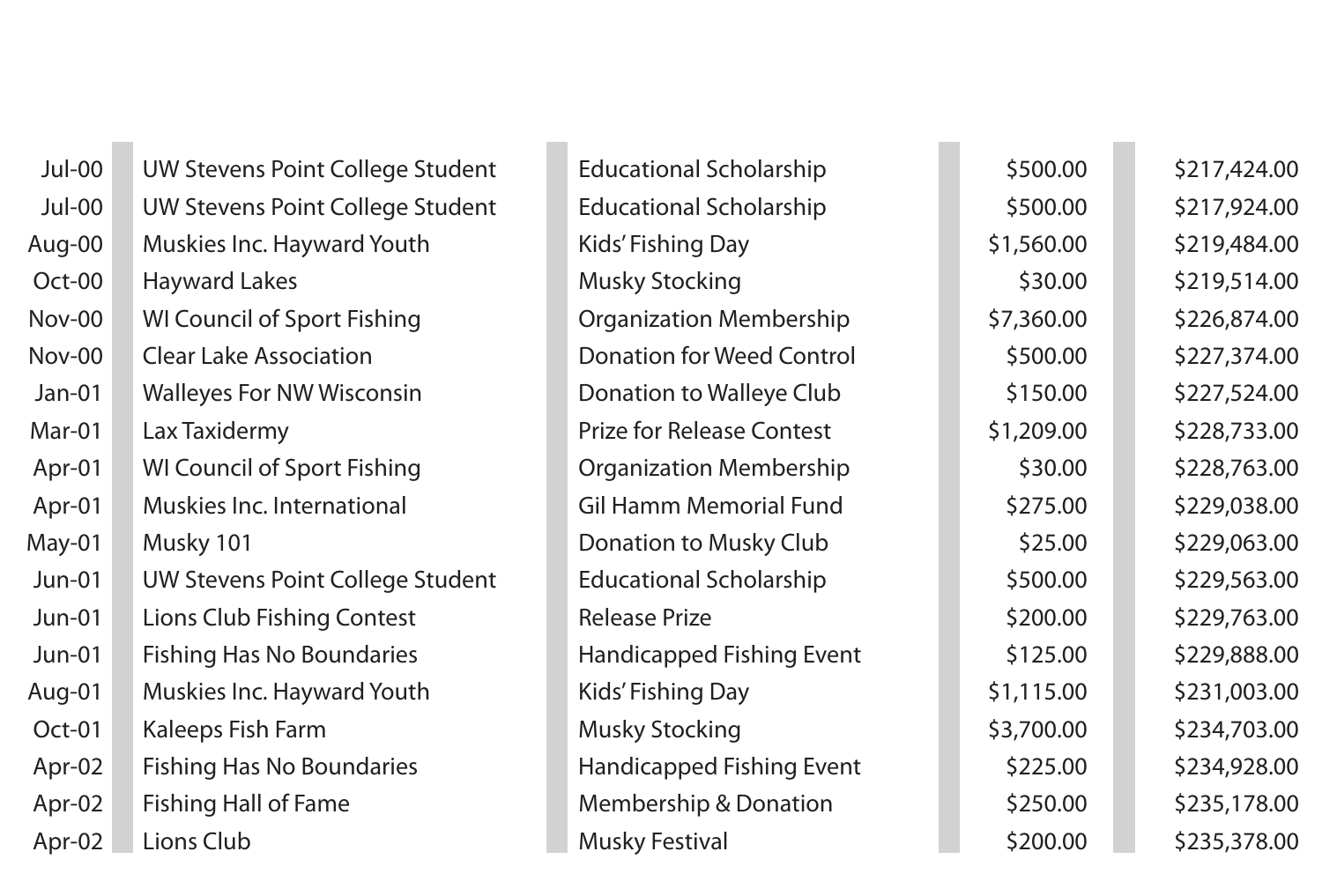| | | | | |
|---|---|---|---|---|
| Jul-00 | UW Stevens Point College Student | Educational Scholarship | $500.00 | $217,424.00 |
| Jul-00 | UW Stevens Point College Student | Educational Scholarship | $500.00 | $217,924.00 |
| Aug-00 | Muskies Inc. Hayward Youth | Kids' Fishing Day | $1,560.00 | $219,484.00 |
| Oct-00 | Hayward Lakes | Musky Stocking | $30.00 | $219,514.00 |
| Nov-00 | WI Council of Sport Fishing | Organization Membership | $7,360.00 | $226,874.00 |
| Nov-00 | Clear Lake Association | Donation for Weed Control | $500.00 | $227,374.00 |
| Jan-01 | Walleyes For NW Wisconsin | Donation to Walleye Club | $150.00 | $227,524.00 |
| Mar-01 | Lax Taxidermy | Prize for Release Contest | $1,209.00 | $228,733.00 |
| Apr-01 | WI Council of Sport Fishing | Organization Membership | $30.00 | $228,763.00 |
| Apr-01 | Muskies Inc. International | Gil Hamm Memorial Fund | $275.00 | $229,038.00 |
| May-01 | Musky 101 | Donation to Musky Club | $25.00 | $229,063.00 |
| Jun-01 | UW Stevens Point College Student | Educational Scholarship | $500.00 | $229,563.00 |
| Jun-01 | Lions Club Fishing Contest | Release Prize | $200.00 | $229,763.00 |
| Jun-01 | Fishing Has No Boundaries | Handicapped Fishing Event | $125.00 | $229,888.00 |
| Aug-01 | Muskies Inc. Hayward Youth | Kids' Fishing Day | $1,115.00 | $231,003.00 |
| Oct-01 | Kaleeps Fish Farm | Musky Stocking | $3,700.00 | $234,703.00 |
| Apr-02 | Fishing Has No Boundaries | Handicapped Fishing Event | $225.00 | $234,928.00 |
| Apr-02 | Fishing Hall of Fame | Membership & Donation | $250.00 | $235,178.00 |
| Apr-02 | Lions Club | Musky Festival | $200.00 | $235,378.00 |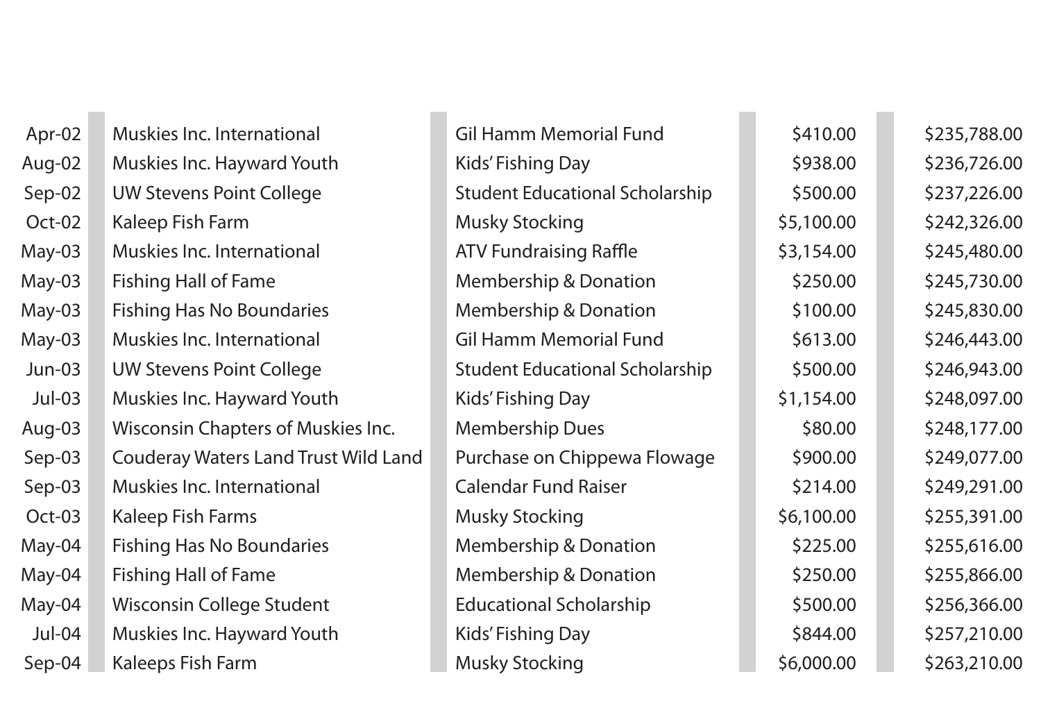| | | | | |
|---|---|---|---|---|
| Apr-02 | Muskies Inc. International | Gil Hamm Memorial Fund | $410.00 | $235,788.00 |
| Aug-02 | Muskies Inc. Hayward Youth | Kids' Fishing Day | $938.00 | $236,726.00 |
| Sep-02 | UW Stevens Point College | Student Educational Scholarship | $500.00 | $237,226.00 |
| Oct-02 | Kaleep Fish Farm | Musky Stocking | $5,100.00 | $242,326.00 |
| May-03 | Muskies Inc. International | ATV Fundraising Raffle | $3,154.00 | $245,480.00 |
| May-03 | Fishing Hall of Fame | Membership & Donation | $250.00 | $245,730.00 |
| May-03 | Fishing Has No Boundaries | Membership & Donation | $100.00 | $245,830.00 |
| May-03 | Muskies Inc. International | Gil Hamm Memorial Fund | $613.00 | $246,443.00 |
| Jun-03 | UW Stevens Point College | Student Educational Scholarship | $500.00 | $246,943.00 |
| Jul-03 | Muskies Inc. Hayward Youth | Kids' Fishing Day | $1,154.00 | $248,097.00 |
| Aug-03 | Wisconsin Chapters of Muskies Inc. | Membership Dues | $80.00 | $248,177.00 |
| Sep-03 | Couderay Waters Land Trust Wild Land | Purchase on Chippewa Flowage | $900.00 | $249,077.00 |
| Sep-03 | Muskies Inc. International | Calendar Fund Raiser | $214.00 | $249,291.00 |
| Oct-03 | Kaleep Fish Farms | Musky Stocking | $6,100.00 | $255,391.00 |
| May-04 | Fishing Has No Boundaries | Membership & Donation | $225.00 | $255,616.00 |
| May-04 | Fishing Hall of Fame | Membership & Donation | $250.00 | $255,866.00 |
| May-04 | Wisconsin College Student | Educational Scholarship | $500.00 | $256,366.00 |
| Jul-04 | Muskies Inc. Hayward Youth | Kids' Fishing Day | $844.00 | $257,210.00 |
| Sep-04 | Kaleeps Fish Farm | Musky Stocking | $6,000.00 | $263,210.00 |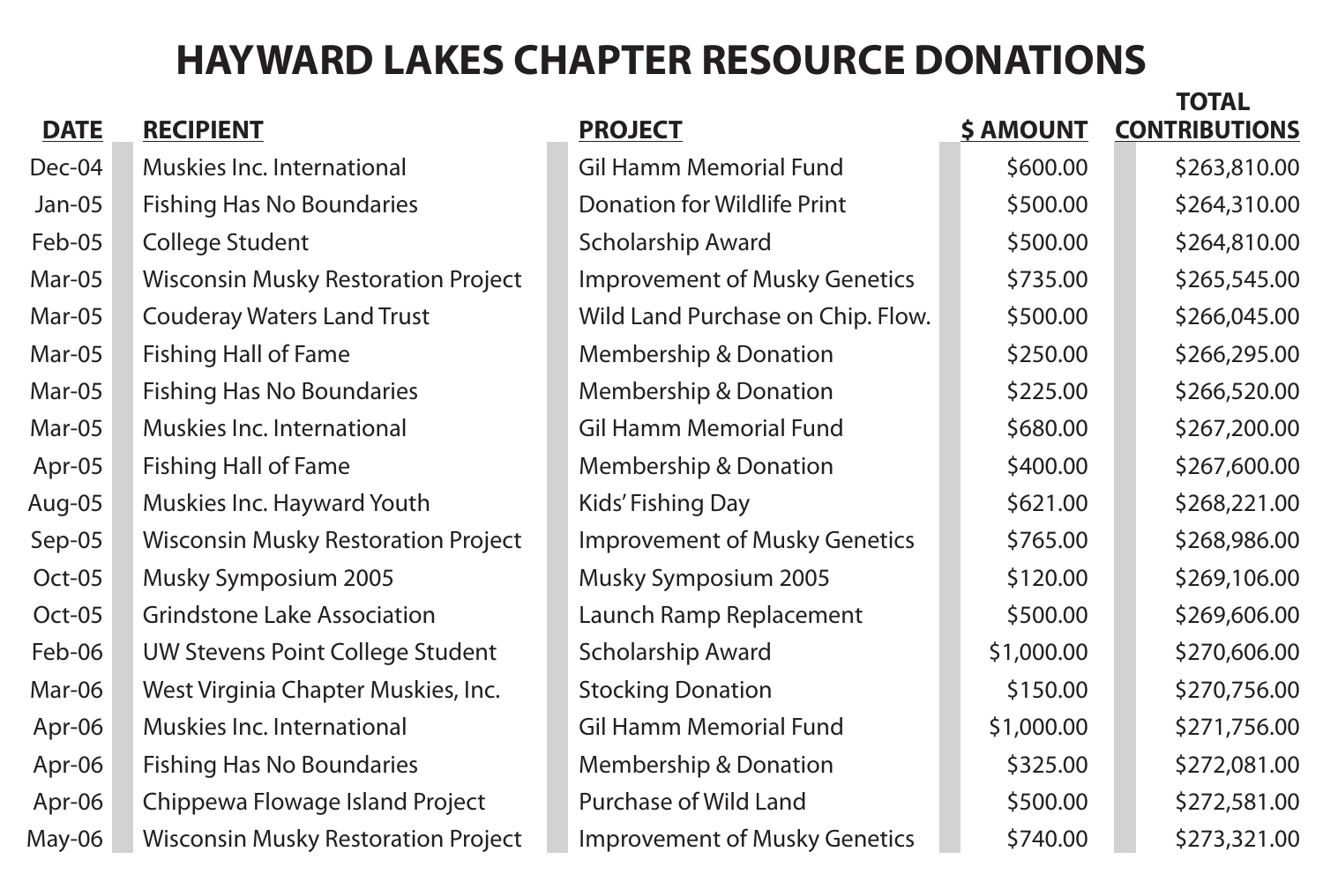# HAYWARD LAKES CHAPTER RESOURCE DONATIONS

| DATE | RECIPIENT | PROJECT | $ AMOUNT | TOTAL CONTRIBUTIONS |
|---|---|---|---|---|
| Dec-04 | Muskies Inc. International | Gil Hamm Memorial Fund | $600.00 | $263,810.00 |
| Jan-05 | Fishing Has No Boundaries | Donation for Wildlife Print | $500.00 | $264,310.00 |
| Feb-05 | College Student | Scholarship Award | $500.00 | $264,810.00 |
| Mar-05 | Wisconsin Musky Restoration Project | Improvement of Musky Genetics | $735.00 | $265,545.00 |
| Mar-05 | Couderay Waters Land Trust | Wild Land Purchase on Chip. Flow. | $500.00 | $266,045.00 |
| Mar-05 | Fishing Hall of Fame | Membership & Donation | $250.00 | $266,295.00 |
| Mar-05 | Fishing Has No Boundaries | Membership & Donation | $225.00 | $266,520.00 |
| Mar-05 | Muskies Inc. International | Gil Hamm Memorial Fund | $680.00 | $267,200.00 |
| Apr-05 | Fishing Hall of Fame | Membership & Donation | $400.00 | $267,600.00 |
| Aug-05 | Muskies Inc. Hayward Youth | Kids' Fishing Day | $621.00 | $268,221.00 |
| Sep-05 | Wisconsin Musky Restoration Project | Improvement of Musky Genetics | $765.00 | $268,986.00 |
| Oct-05 | Musky Symposium 2005 | Musky Symposium 2005 | $120.00 | $269,106.00 |
| Oct-05 | Grindstone Lake Association | Launch Ramp Replacement | $500.00 | $269,606.00 |
| Feb-06 | UW Stevens Point College Student | Scholarship Award | $1,000.00 | $270,606.00 |
| Mar-06 | West Virginia Chapter Muskies, Inc. | Stocking Donation | $150.00 | $270,756.00 |
| Apr-06 | Muskies Inc. International | Gil Hamm Memorial Fund | $1,000.00 | $271,756.00 |
| Apr-06 | Fishing Has No Boundaries | Membership & Donation | $325.00 | $272,081.00 |
| Apr-06 | Chippewa Flowage Island Project | Purchase of Wild Land | $500.00 | $272,581.00 |
| May-06 | Wisconsin Musky Restoration Project | Improvement of Musky Genetics | $740.00 | $273,321.00 |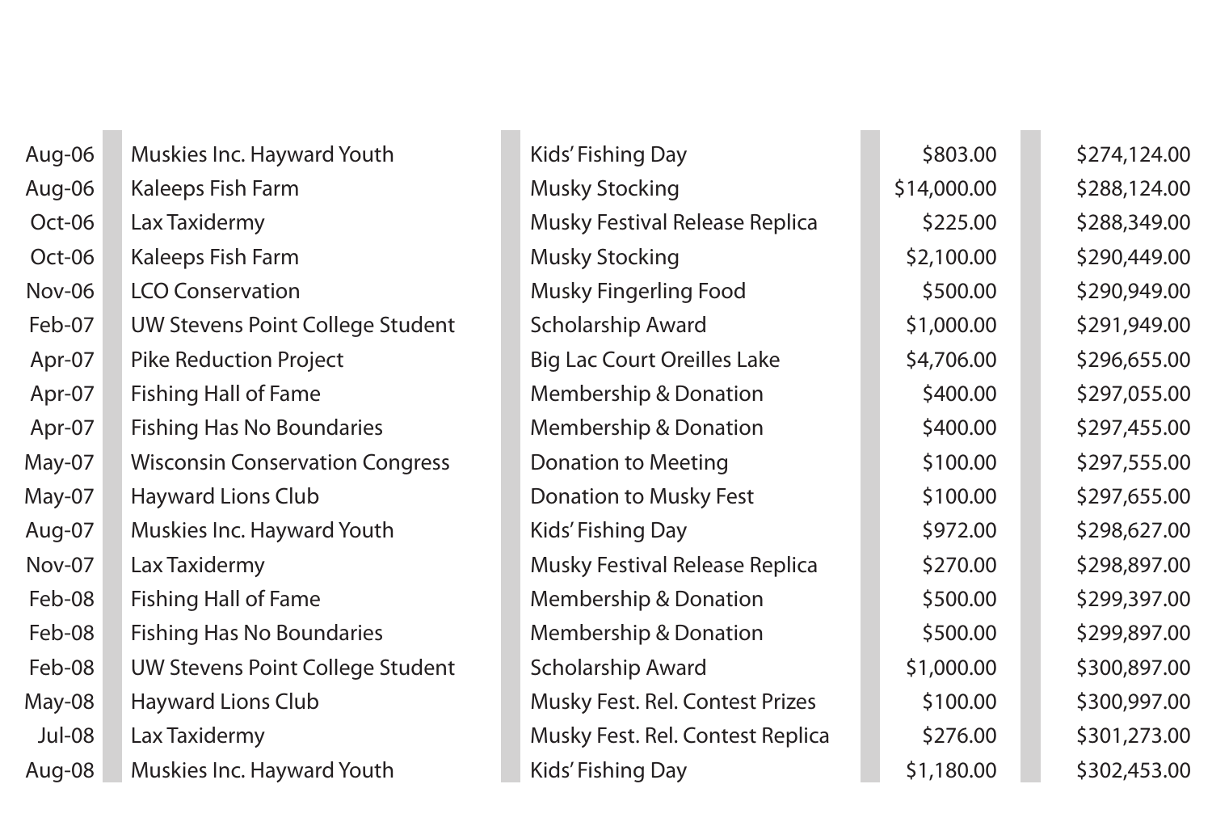| | | | | |
|---|---|---|---|---|
| Aug-06 | Muskies Inc. Hayward Youth | Kids' Fishing Day | $803.00 | $274,124.00 |
| Aug-06 | Kaleeps Fish Farm | Musky Stocking | $14,000.00 | $288,124.00 |
| Oct-06 | Lax Taxidermy | Musky Festival Release Replica | $225.00 | $288,349.00 |
| Oct-06 | Kaleeps Fish Farm | Musky Stocking | $2,100.00 | $290,449.00 |
| Nov-06 | LCO Conservation | Musky Fingerling Food | $500.00 | $290,949.00 |
| Feb-07 | UW Stevens Point College Student | Scholarship Award | $1,000.00 | $291,949.00 |
| Apr-07 | Pike Reduction Project | Big Lac Court Oreilles Lake | $4,706.00 | $296,655.00 |
| Apr-07 | Fishing Hall of Fame | Membership & Donation | $400.00 | $297,055.00 |
| Apr-07 | Fishing Has No Boundaries | Membership & Donation | $400.00 | $297,455.00 |
| May-07 | Wisconsin Conservation Congress | Donation to Meeting | $100.00 | $297,555.00 |
| May-07 | Hayward Lions Club | Donation to Musky Fest | $100.00 | $297,655.00 |
| Aug-07 | Muskies Inc. Hayward Youth | Kids' Fishing Day | $972.00 | $298,627.00 |
| Nov-07 | Lax Taxidermy | Musky Festival Release Replica | $270.00 | $298,897.00 |
| Feb-08 | Fishing Hall of Fame | Membership & Donation | $500.00 | $299,397.00 |
| Feb-08 | Fishing Has No Boundaries | Membership & Donation | $500.00 | $299,897.00 |
| Feb-08 | UW Stevens Point College Student | Scholarship Award | $1,000.00 | $300,897.00 |
| May-08 | Hayward Lions Club | Musky Fest. Rel. Contest Prizes | $100.00 | $300,997.00 |
| Jul-08 | Lax Taxidermy | Musky Fest. Rel. Contest Replica | $276.00 | $301,273.00 |
| Aug-08 | Muskies Inc. Hayward Youth | Kids' Fishing Day | $1,180.00 | $302,453.00 |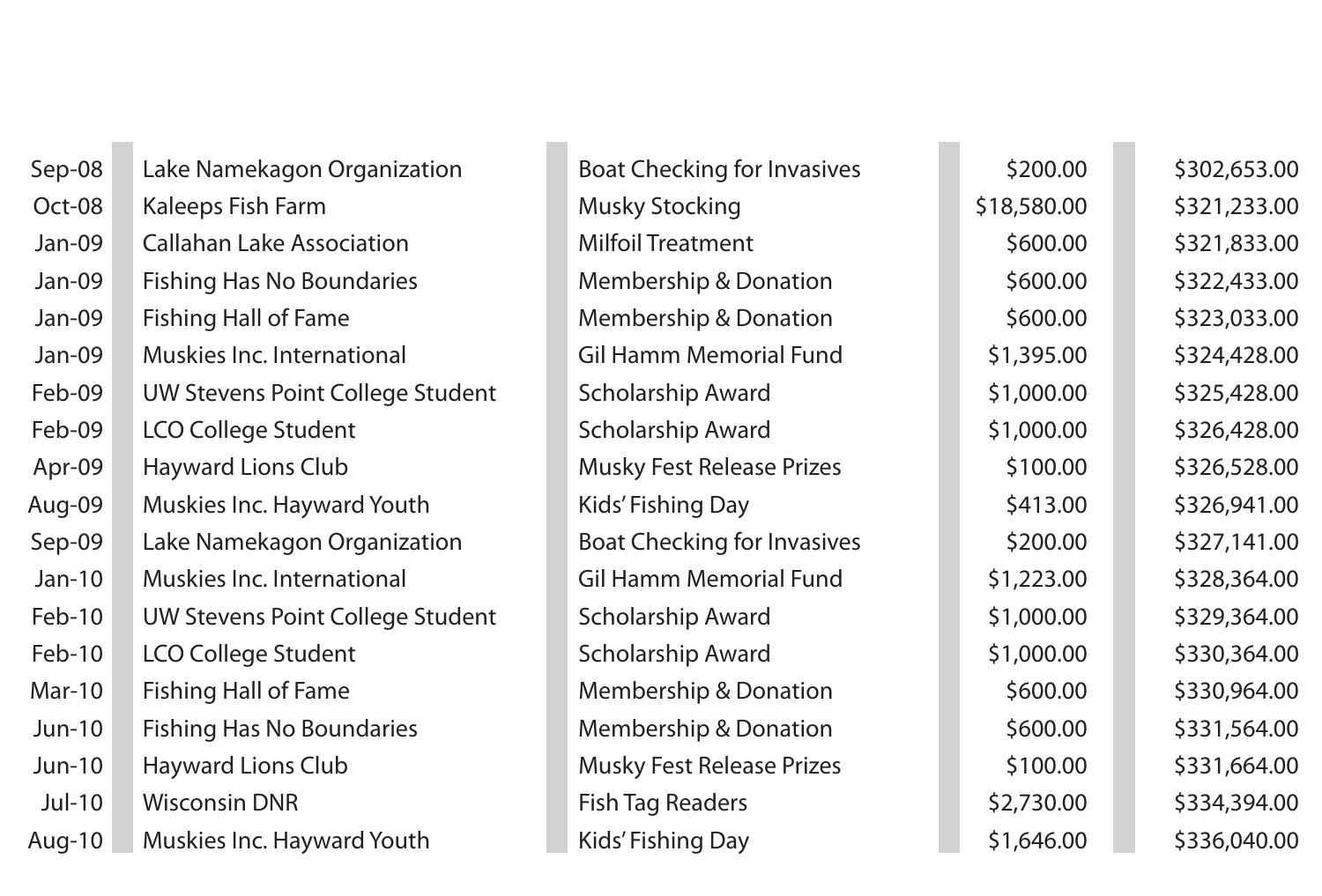| | | | | |
|---|---|---|---|---|
| Sep-08 | Lake Namekagon Organization | Boat Checking for Invasives | $200.00 | $302,653.00 |
| Oct-08 | Kaleeps Fish Farm | Musky Stocking | $18,580.00 | $321,233.00 |
| Jan-09 | Callahan Lake Association | Milfoil Treatment | $600.00 | $321,833.00 |
| Jan-09 | Fishing Has No Boundaries | Membership & Donation | $600.00 | $322,433.00 |
| Jan-09 | Fishing Hall of Fame | Membership & Donation | $600.00 | $323,033.00 |
| Jan-09 | Muskies Inc. International | Gil Hamm Memorial Fund | $1,395.00 | $324,428.00 |
| Feb-09 | UW Stevens Point College Student | Scholarship Award | $1,000.00 | $325,428.00 |
| Feb-09 | LCO College Student | Scholarship Award | $1,000.00 | $326,428.00 |
| Apr-09 | Hayward Lions Club | Musky Fest Release Prizes | $100.00 | $326,528.00 |
| Aug-09 | Muskies Inc. Hayward Youth | Kids' Fishing Day | $413.00 | $326,941.00 |
| Sep-09 | Lake Namekagon Organization | Boat Checking for Invasives | $200.00 | $327,141.00 |
| Jan-10 | Muskies Inc. International | Gil Hamm Memorial Fund | $1,223.00 | $328,364.00 |
| Feb-10 | UW Stevens Point College Student | Scholarship Award | $1,000.00 | $329,364.00 |
| Feb-10 | LCO College Student | Scholarship Award | $1,000.00 | $330,364.00 |
| Mar-10 | Fishing Hall of Fame | Membership & Donation | $600.00 | $330,964.00 |
| Jun-10 | Fishing Has No Boundaries | Membership & Donation | $600.00 | $331,564.00 |
| Jun-10 | Hayward Lions Club | Musky Fest Release Prizes | $100.00 | $331,664.00 |
| Jul-10 | Wisconsin DNR | Fish Tag Readers | $2,730.00 | $334,394.00 |
| Aug-10 | Muskies Inc. Hayward Youth | Kids' Fishing Day | $1,646.00 | $336,040.00 |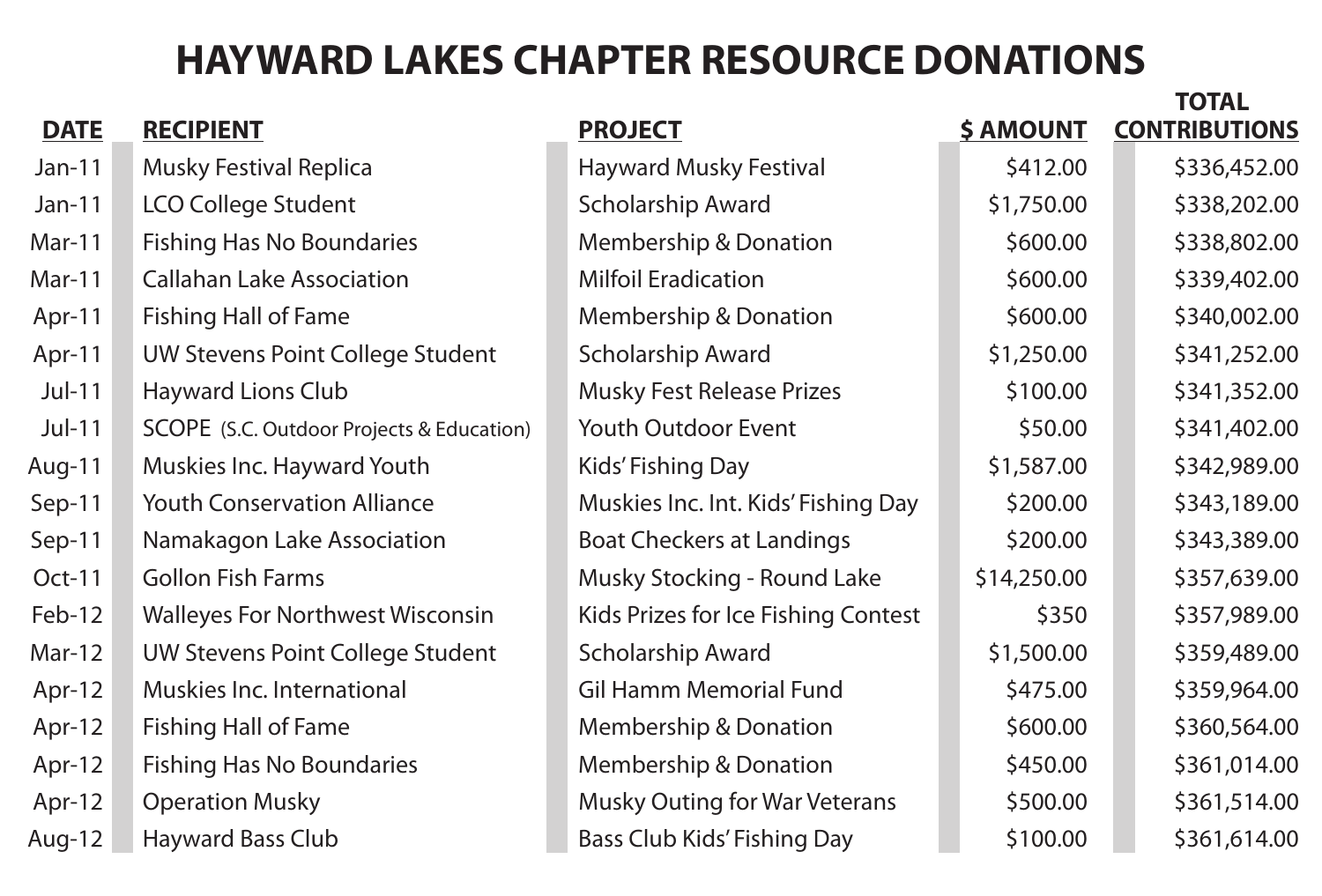# HAYWARD LAKES CHAPTER RESOURCE DONATIONS

| DATE | RECIPIENT | PROJECT | $ AMOUNT | TOTAL CONTRIBUTIONS |
|---|---|---|---|---|
| Jan-11 | Musky Festival Replica | Hayward Musky Festival | $412.00 | $336,452.00 |
| Jan-11 | LCO College Student | Scholarship Award | $1,750.00 | $338,202.00 |
| Mar-11 | Fishing Has No Boundaries | Membership & Donation | $600.00 | $338,802.00 |
| Mar-11 | Callahan Lake Association | Milfoil Eradication | $600.00 | $339,402.00 |
| Apr-11 | Fishing Hall of Fame | Membership & Donation | $600.00 | $340,002.00 |
| Apr-11 | UW Stevens Point College Student | Scholarship Award | $1,250.00 | $341,252.00 |
| Jul-11 | Hayward Lions Club | Musky Fest Release Prizes | $100.00 | $341,352.00 |
| Jul-11 | SCOPE (S.C. Outdoor Projects & Education) | Youth Outdoor Event | $50.00 | $341,402.00 |
| Aug-11 | Muskies Inc. Hayward Youth | Kids' Fishing Day | $1,587.00 | $342,989.00 |
| Sep-11 | Youth Conservation Alliance | Muskies Inc. Int. Kids' Fishing Day | $200.00 | $343,189.00 |
| Sep-11 | Namakagon Lake Association | Boat Checkers at Landings | $200.00 | $343,389.00 |
| Oct-11 | Gollon Fish Farms | Musky Stocking - Round Lake | $14,250.00 | $357,639.00 |
| Feb-12 | Walleyes For Northwest Wisconsin | Kids Prizes for Ice Fishing Contest | $350 | $357,989.00 |
| Mar-12 | UW Stevens Point College Student | Scholarship Award | $1,500.00 | $359,489.00 |
| Apr-12 | Muskies Inc. International | Gil Hamm Memorial Fund | $475.00 | $359,964.00 |
| Apr-12 | Fishing Hall of Fame | Membership & Donation | $600.00 | $360,564.00 |
| Apr-12 | Fishing Has No Boundaries | Membership & Donation | $450.00 | $361,014.00 |
| Apr-12 | Operation Musky | Musky Outing for War Veterans | $500.00 | $361,514.00 |
| Aug-12 | Hayward Bass Club | Bass Club Kids' Fishing Day | $100.00 | $361,614.00 |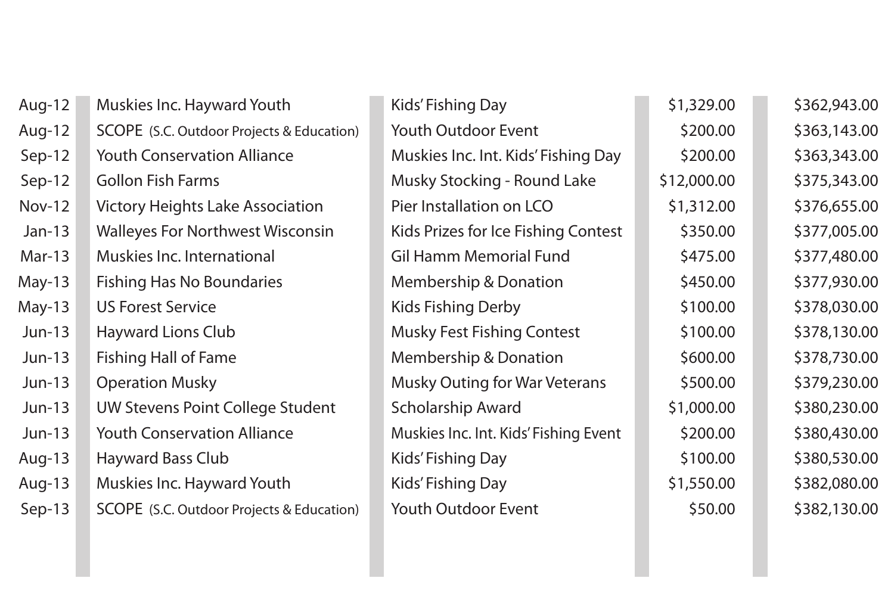| | | | | |
|---|---|---|---|---|
| Aug-12 | Muskies Inc. Hayward Youth | Kids' Fishing Day | $1,329.00 | $362,943.00 |
| Aug-12 | SCOPE (S.C. Outdoor Projects & Education) | Youth Outdoor Event | $200.00 | $363,143.00 |
| Sep-12 | Youth Conservation Alliance | Muskies Inc. Int. Kids' Fishing Day | $200.00 | $363,343.00 |
| Sep-12 | Gollon Fish Farms | Musky Stocking - Round Lake | $12,000.00 | $375,343.00 |
| Nov-12 | Victory Heights Lake Association | Pier Installation on LCO | $1,312.00 | $376,655.00 |
| Jan-13 | Walleyes For Northwest Wisconsin | Kids Prizes for Ice Fishing Contest | $350.00 | $377,005.00 |
| Mar-13 | Muskies Inc. International | Gil Hamm Memorial Fund | $475.00 | $377,480.00 |
| May-13 | Fishing Has No Boundaries | Membership & Donation | $450.00 | $377,930.00 |
| May-13 | US Forest Service | Kids Fishing Derby | $100.00 | $378,030.00 |
| Jun-13 | Hayward Lions Club | Musky Fest Fishing Contest | $100.00 | $378,130.00 |
| Jun-13 | Fishing Hall of Fame | Membership & Donation | $600.00 | $378,730.00 |
| Jun-13 | Operation Musky | Musky Outing for War Veterans | $500.00 | $379,230.00 |
| Jun-13 | UW Stevens Point College Student | Scholarship Award | $1,000.00 | $380,230.00 |
| Jun-13 | Youth Conservation Alliance | Muskies Inc. Int. Kids' Fishing Event | $200.00 | $380,430.00 |
| Aug-13 | Hayward Bass Club | Kids' Fishing Day | $100.00 | $380,530.00 |
| Aug-13 | Muskies Inc. Hayward Youth | Kids' Fishing Day | $1,550.00 | $382,080.00 |
| Sep-13 | SCOPE (S.C. Outdoor Projects & Education) | Youth Outdoor Event | $50.00 | $382,130.00 |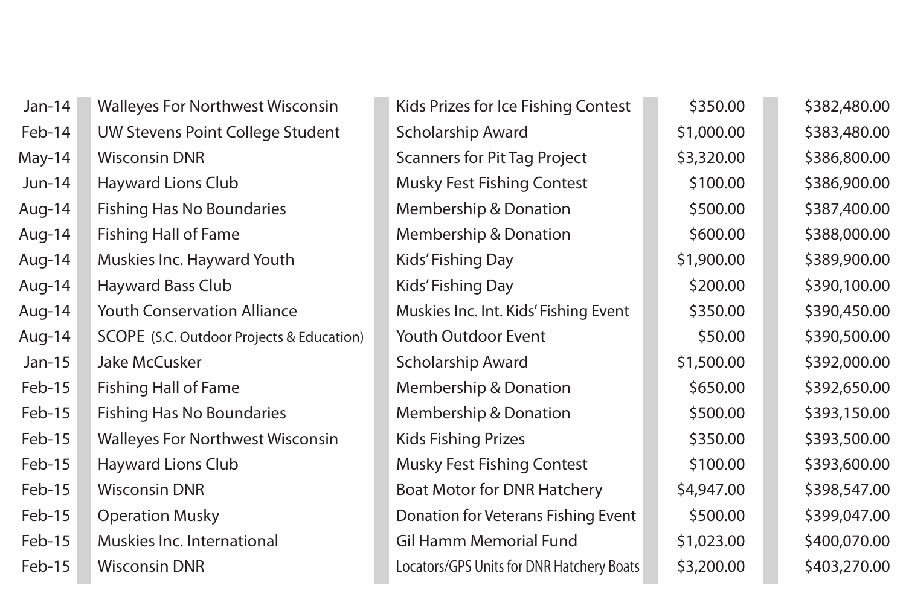| | | | | |
|---|---|---|---|---|
| Jan-14 | Walleyes For Northwest Wisconsin | Kids Prizes for Ice Fishing Contest | $350.00 | $382,480.00 |
| Feb-14 | UW Stevens Point College Student | Scholarship Award | $1,000.00 | $383,480.00 |
| May-14 | Wisconsin DNR | Scanners for Pit Tag Project | $3,320.00 | $386,800.00 |
| Jun-14 | Hayward Lions Club | Musky Fest Fishing Contest | $100.00 | $386,900.00 |
| Aug-14 | Fishing Has No Boundaries | Membership & Donation | $500.00 | $387,400.00 |
| Aug-14 | Fishing Hall of Fame | Membership & Donation | $600.00 | $388,000.00 |
| Aug-14 | Muskies Inc. Hayward Youth | Kids' Fishing Day | $1,900.00 | $389,900.00 |
| Aug-14 | Hayward Bass Club | Kids' Fishing Day | $200.00 | $390,100.00 |
| Aug-14 | Youth Conservation Alliance | Muskies Inc. Int. Kids' Fishing Event | $350.00 | $390,450.00 |
| Aug-14 | SCOPE (S.C. Outdoor Projects & Education) | Youth Outdoor Event | $50.00 | $390,500.00 |
| Jan-15 | Jake McCusker | Scholarship Award | $1,500.00 | $392,000.00 |
| Feb-15 | Fishing Hall of Fame | Membership & Donation | $650.00 | $392,650.00 |
| Feb-15 | Fishing Has No Boundaries | Membership & Donation | $500.00 | $393,150.00 |
| Feb-15 | Walleyes For Northwest Wisconsin | Kids Fishing Prizes | $350.00 | $393,500.00 |
| Feb-15 | Hayward Lions Club | Musky Fest Fishing Contest | $100.00 | $393,600.00 |
| Feb-15 | Wisconsin DNR | Boat Motor for DNR Hatchery | $4,947.00 | $398,547.00 |
| Feb-15 | Operation Musky | Donation for Veterans Fishing Event | $500.00 | $399,047.00 |
| Feb-15 | Muskies Inc. International | Gil Hamm Memorial Fund | $1,023.00 | $400,070.00 |
| Feb-15 | Wisconsin DNR | Locators/GPS Units for DNR Hatchery Boats | $3,200.00 | $403,270.00 |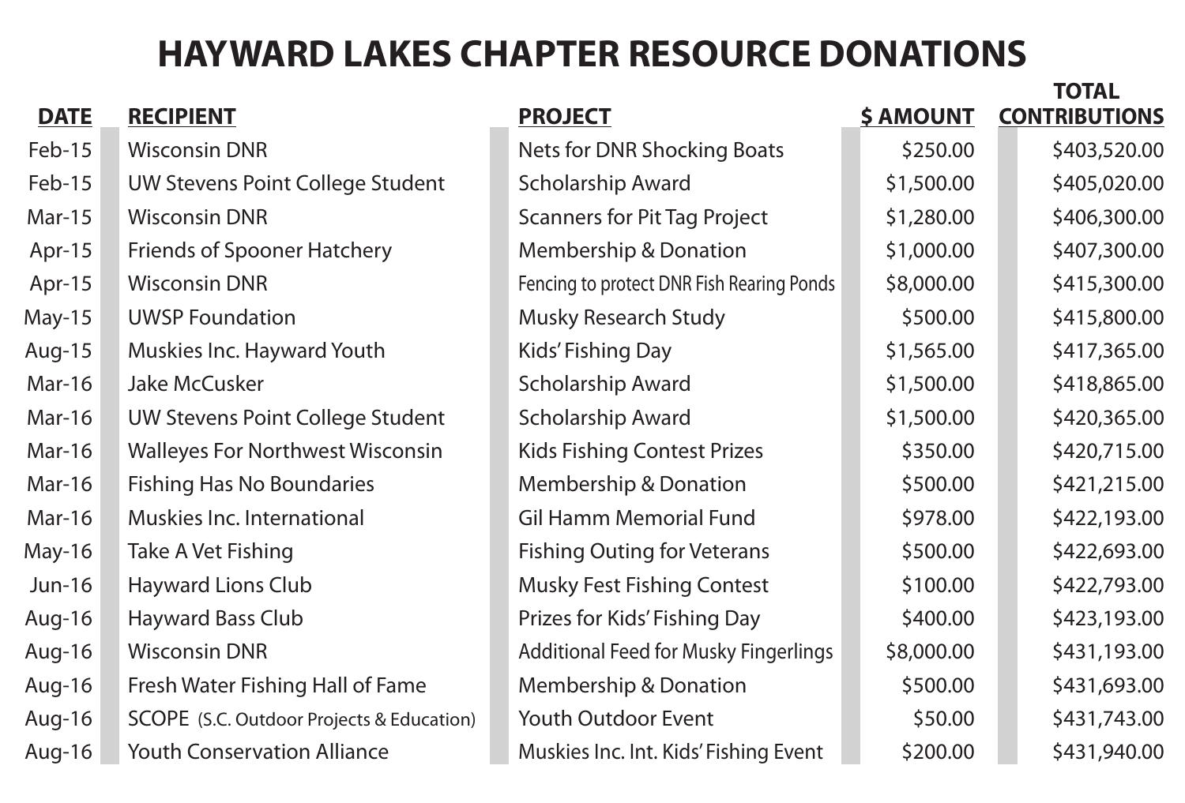# HAYWARD LAKES CHAPTER RESOURCE DONATIONS

| DATE | RECIPIENT | PROJECT | $ AMOUNT | TOTAL CONTRIBUTIONS |
|---|---|---|---|---|
| Feb-15 | Wisconsin DNR | Nets for DNR Shocking Boats | $250.00 | $403,520.00 |
| Feb-15 | UW Stevens Point College Student | Scholarship Award | $1,500.00 | $405,020.00 |
| Mar-15 | Wisconsin DNR | Scanners for Pit Tag Project | $1,280.00 | $406,300.00 |
| Apr-15 | Friends of Spooner Hatchery | Membership & Donation | $1,000.00 | $407,300.00 |
| Apr-15 | Wisconsin DNR | Fencing to protect DNR Fish Rearing Ponds | $8,000.00 | $415,300.00 |
| May-15 | UWSP Foundation | Musky Research Study | $500.00 | $415,800.00 |
| Aug-15 | Muskies Inc. Hayward Youth | Kids' Fishing Day | $1,565.00 | $417,365.00 |
| Mar-16 | Jake McCusker | Scholarship Award | $1,500.00 | $418,865.00 |
| Mar-16 | UW Stevens Point College Student | Scholarship Award | $1,500.00 | $420,365.00 |
| Mar-16 | Walleyes For Northwest Wisconsin | Kids Fishing Contest Prizes | $350.00 | $420,715.00 |
| Mar-16 | Fishing Has No Boundaries | Membership & Donation | $500.00 | $421,215.00 |
| Mar-16 | Muskies Inc. International | Gil Hamm Memorial Fund | $978.00 | $422,193.00 |
| May-16 | Take A Vet Fishing | Fishing Outing for Veterans | $500.00 | $422,693.00 |
| Jun-16 | Hayward Lions Club | Musky Fest Fishing Contest | $100.00 | $422,793.00 |
| Aug-16 | Hayward Bass Club | Prizes for Kids' Fishing Day | $400.00 | $423,193.00 |
| Aug-16 | Wisconsin DNR | Additional Feed for Musky Fingerlings | $8,000.00 | $431,193.00 |
| Aug-16 | Fresh Water Fishing Hall of Fame | Membership & Donation | $500.00 | $431,693.00 |
| Aug-16 | SCOPE (S.C. Outdoor Projects & Education) | Youth Outdoor Event | $50.00 | $431,743.00 |
| Aug-16 | Youth Conservation Alliance | Muskies Inc. Int. Kids' Fishing Event | $200.00 | $431,940.00 |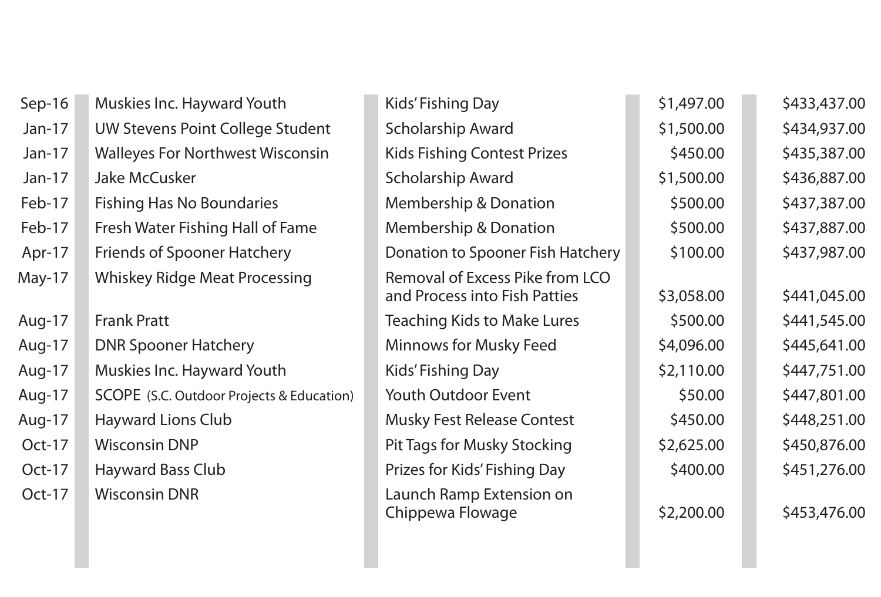| | | | | |
|---|---|---|---|---|
| Sep-16 | Muskies Inc. Hayward Youth | Kids' Fishing Day | $1,497.00 | $433,437.00 |
| Jan-17 | UW Stevens Point College Student | Scholarship Award | $1,500.00 | $434,937.00 |
| Jan-17 | Walleyes For Northwest Wisconsin | Kids Fishing Contest Prizes | $450.00 | $435,387.00 |
| Jan-17 | Jake McCusker | Scholarship Award | $1,500.00 | $436,887.00 |
| Feb-17 | Fishing Has No Boundaries | Membership & Donation | $500.00 | $437,387.00 |
| Feb-17 | Fresh Water Fishing Hall of Fame | Membership & Donation | $500.00 | $437,887.00 |
| Apr-17 | Friends of Spooner Hatchery | Donation to Spooner Fish Hatchery | $100.00 | $437,987.00 |
| May-17 | Whiskey Ridge Meat Processing | Removal of Excess Pike from LCO and Process into Fish Patties | $3,058.00 | $441,045.00 |
| Aug-17 | Frank Pratt | Teaching Kids to Make Lures | $500.00 | $441,545.00 |
| Aug-17 | DNR Spooner Hatchery | Minnows for Musky Feed | $4,096.00 | $445,641.00 |
| Aug-17 | Muskies Inc. Hayward Youth | Kids' Fishing Day | $2,110.00 | $447,751.00 |
| Aug-17 | SCOPE (S.C. Outdoor Projects & Education) | Youth Outdoor Event | $50.00 | $447,801.00 |
| Aug-17 | Hayward Lions Club | Musky Fest Release Contest | $450.00 | $448,251.00 |
| Oct-17 | Wisconsin DNP | Pit Tags for Musky Stocking | $2,625.00 | $450,876.00 |
| Oct-17 | Hayward Bass Club | Prizes for Kids' Fishing Day | $400.00 | $451,276.00 |
| Oct-17 | Wisconsin DNR | Launch Ramp Extension on Chippewa Flowage | $2,200.00 | $453,476.00 |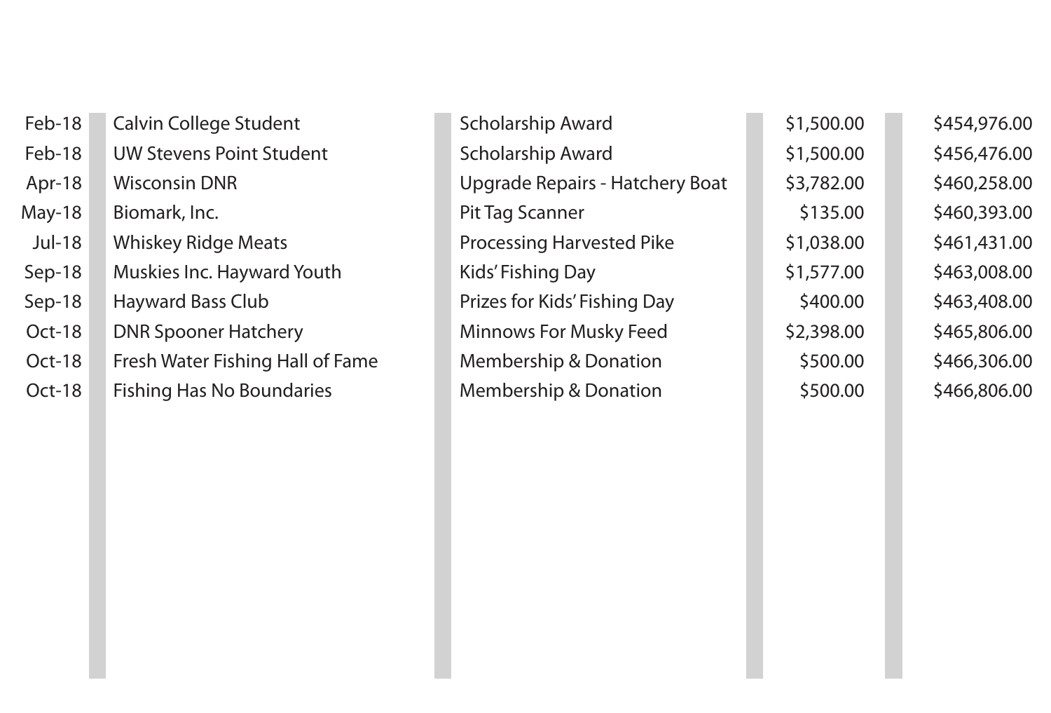| | | | | |
|---|---|---|---|---|
| Feb-18 | Calvin College Student | Scholarship Award | $1,500.00 | $454,976.00 |
| Feb-18 | UW Stevens Point Student | Scholarship Award | $1,500.00 | $456,476.00 |
| Apr-18 | Wisconsin DNR | Upgrade Repairs - Hatchery Boat | $3,782.00 | $460,258.00 |
| May-18 | Biomark, Inc. | Pit Tag Scanner | $135.00 | $460,393.00 |
| Jul-18 | Whiskey Ridge Meats | Processing Harvested Pike | $1,038.00 | $461,431.00 |
| Sep-18 | Muskies Inc. Hayward Youth | Kids' Fishing Day | $1,577.00 | $463,008.00 |
| Sep-18 | Hayward Bass Club | Prizes for Kids' Fishing Day | $400.00 | $463,408.00 |
| Oct-18 | DNR Spooner Hatchery | Minnows For Musky Feed | $2,398.00 | $465,806.00 |
| Oct-18 | Fresh Water Fishing Hall of Fame | Membership & Donation | $500.00 | $466,306.00 |
| Oct-18 | Fishing Has No Boundaries | Membership & Donation | $500.00 | $466,806.00 |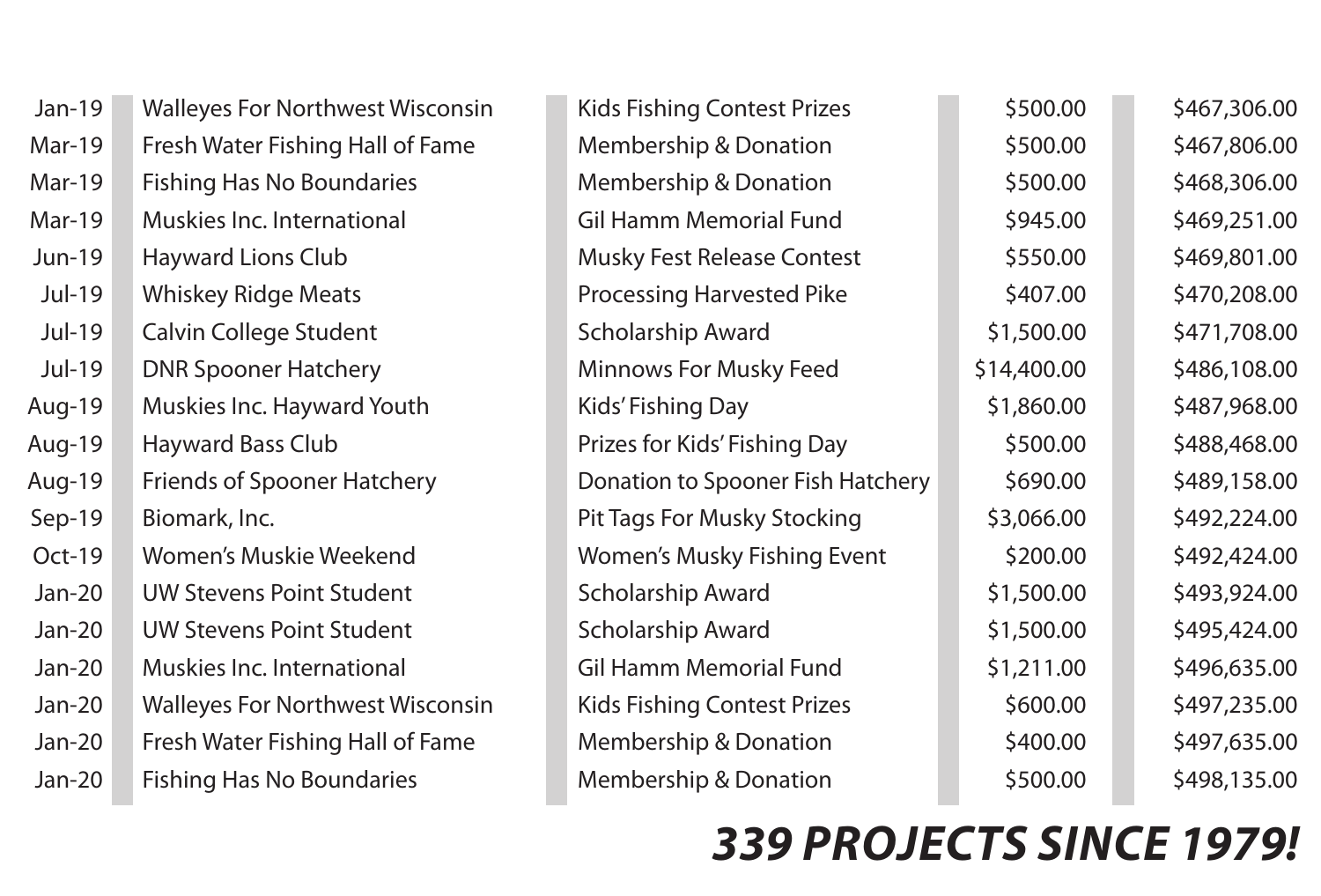| | | | | |
|---|---|---|---|---|
| Jan-19 | Walleyes For Northwest Wisconsin | Kids Fishing Contest Prizes | $500.00 | $467,306.00 |
| Mar-19 | Fresh Water Fishing Hall of Fame | Membership & Donation | $500.00 | $467,806.00 |
| Mar-19 | Fishing Has No Boundaries | Membership & Donation | $500.00 | $468,306.00 |
| Mar-19 | Muskies Inc. International | Gil Hamm Memorial Fund | $945.00 | $469,251.00 |
| Jun-19 | Hayward Lions Club | Musky Fest Release Contest | $550.00 | $469,801.00 |
| Jul-19 | Whiskey Ridge Meats | Processing Harvested Pike | $407.00 | $470,208.00 |
| Jul-19 | Calvin College Student | Scholarship Award | $1,500.00 | $471,708.00 |
| Jul-19 | DNR Spooner Hatchery | Minnows For Musky Feed | $14,400.00 | $486,108.00 |
| Aug-19 | Muskies Inc. Hayward Youth | Kids' Fishing Day | $1,860.00 | $487,968.00 |
| Aug-19 | Hayward Bass Club | Prizes for Kids' Fishing Day | $500.00 | $488,468.00 |
| Aug-19 | Friends of Spooner Hatchery | Donation to Spooner Fish Hatchery | $690.00 | $489,158.00 |
| Sep-19 | Biomark, Inc. | Pit Tags For Musky Stocking | $3,066.00 | $492,224.00 |
| Oct-19 | Women's Muskie Weekend | Women's Musky Fishing Event | $200.00 | $492,424.00 |
| Jan-20 | UW Stevens Point Student | Scholarship Award | $1,500.00 | $493,924.00 |
| Jan-20 | UW Stevens Point Student | Scholarship Award | $1,500.00 | $495,424.00 |
| Jan-20 | Muskies Inc. International | Gil Hamm Memorial Fund | $1,211.00 | $496,635.00 |
| Jan-20 | Walleyes For Northwest Wisconsin | Kids Fishing Contest Prizes | $600.00 | $497,235.00 |
| Jan-20 | Fresh Water Fishing Hall of Fame | Membership & Donation | $400.00 | $497,635.00 |
| Jan-20 | Fishing Has No Boundaries | Membership & Donation | $500.00 | $498,135.00 |

***339 PROJECTS SINCE 1979!***